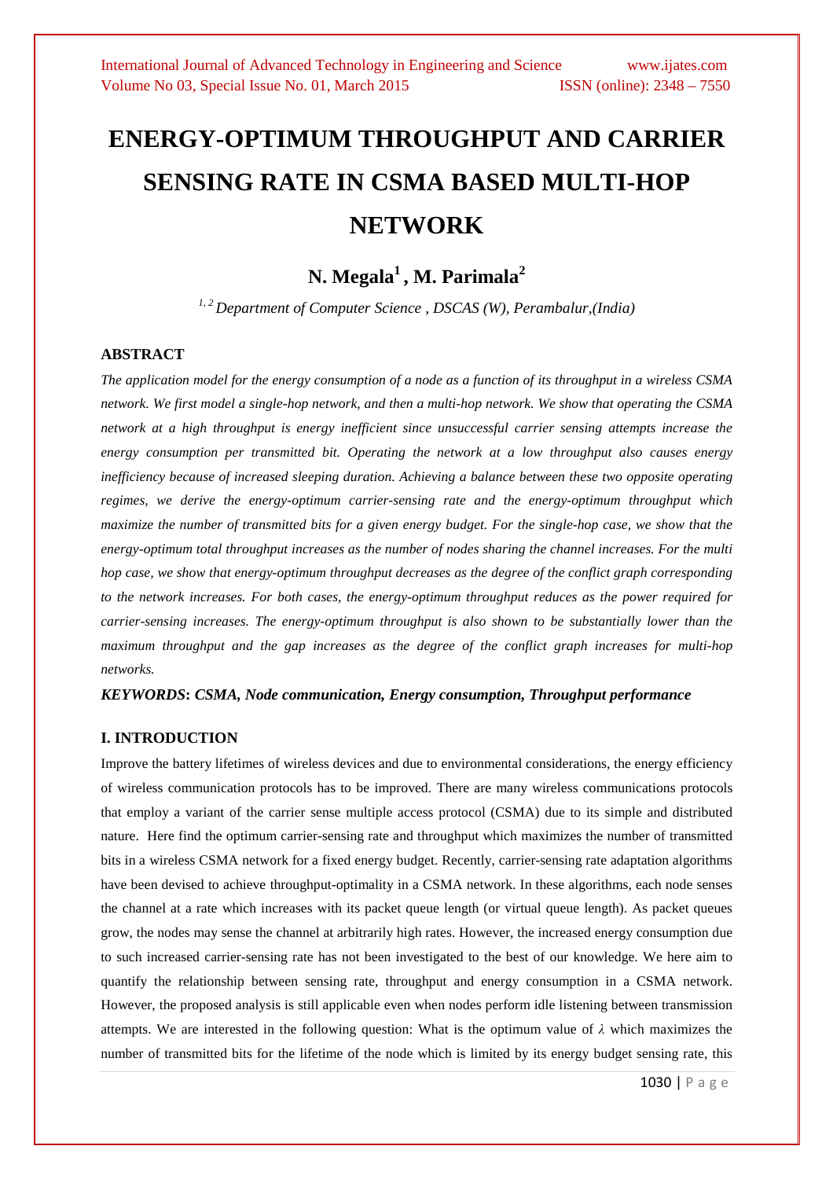# ENERGY-OPTIMUM THROUGHPUT AND CARRIER SENSING RATE IN CSMA BASED MULTI-HOP NETWORK

## N. Megala[1], M. Parimala[2]

*[1, 2] Department of Computer Science , DSCAS (W), Perambalur,(India)*

### ABSTRACT

*The application model for the energy consumption of a node as a function of its throughput in a wireless CSMA network. We first model a single-hop network, and then a multi-hop network. We show that operating the CSMA network at a high throughput is energy inefficient since unsuccessful carrier sensing attempts increase the energy consumption per transmitted bit. Operating the network at a low throughput also causes energy inefficiency because of increased sleeping duration. Achieving a balance between these two opposite operating regimes, we derive the energy-optimum carrier-sensing rate and the energy-optimum throughput which maximize the number of transmitted bits for a given energy budget. For the single-hop case, we show that the energy-optimum total throughput increases as the number of nodes sharing the channel increases. For the multi hop case, we show that energy-optimum throughput decreases as the degree of the conflict graph corresponding to the network increases. For both cases, the energy-optimum throughput reduces as the power required for carrier-sensing increases. The energy-optimum throughput is also shown to be substantially lower than the maximum throughput and the gap increases as the degree of the conflict graph increases for multi-hop networks.*

***KEYWORDS*: *CSMA, Node communication, Energy consumption, Throughput performance***

### I. INTRODUCTION

Improve the battery lifetimes of wireless devices and due to environmental considerations, the energy efficiency of wireless communication protocols has to be improved. There are many wireless communications protocols that employ a variant of the carrier sense multiple access protocol (CSMA) due to its simple and distributed nature. Here find the optimum carrier-sensing rate and throughput which maximizes the number of transmitted bits in a wireless CSMA network for a fixed energy budget. Recently, carrier-sensing rate adaptation algorithms have been devised to achieve throughput-optimality in a CSMA network. In these algorithms, each node senses the channel at a rate which increases with its packet queue length (or virtual queue length). As packet queues grow, the nodes may sense the channel at arbitrarily high rates. However, the increased energy consumption due to such increased carrier-sensing rate has not been investigated to the best of our knowledge. We here aim to quantify the relationship between sensing rate, throughput and energy consumption in a CSMA network. However, the proposed analysis is still applicable even when nodes perform idle listening between transmission attempts. We are interested in the following question: What is the optimum value of $\lambda$ which maximizes the number of transmitted bits for the lifetime of the node which is limited by its energy budget sensing rate, this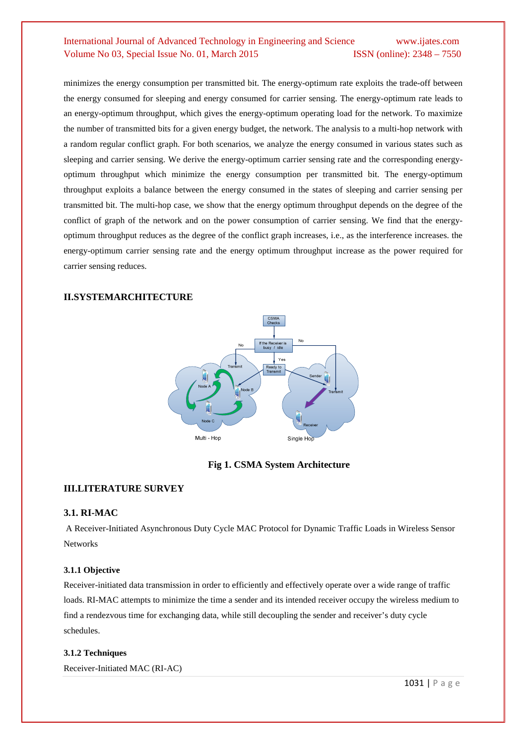minimizes the energy consumption per transmitted bit. The energy-optimum rate exploits the trade-off between the energy consumed for sleeping and energy consumed for carrier sensing. The energy-optimum rate leads to an energy-optimum throughput, which gives the energy-optimum operating load for the network. To maximize the number of transmitted bits for a given energy budget, the network. The analysis to a multi-hop network with a random regular conflict graph. For both scenarios, we analyze the energy consumed in various states such as sleeping and carrier sensing. We derive the energy-optimum carrier sensing rate and the corresponding energy-optimum throughput which minimize the energy consumption per transmitted bit. The energy-optimum throughput exploits a balance between the energy consumed in the states of sleeping and carrier sensing per transmitted bit. The multi-hop case, we show that the energy optimum throughput depends on the degree of the conflict of graph of the network and on the power consumption of carrier sensing. We find that the energy-optimum throughput reduces as the degree of the conflict graph increases, i.e., as the interference increases. the energy-optimum carrier sensing rate and the energy optimum throughput increase as the power required for carrier sensing reduces.

## II.SYSTEMARCHITECTURE

**Fig 1. CSMA System Architecture**

## III.LITERATURE SURVEY

### 3.1. RI-MAC

A Receiver-Initiated Asynchronous Duty Cycle MAC Protocol for Dynamic Traffic Loads in Wireless Sensor Networks

#### 3.1.1 Objective

Receiver-initiated data transmission in order to efficiently and effectively operate over a wide range of traffic loads. RI-MAC attempts to minimize the time a sender and its intended receiver occupy the wireless medium to find a rendezvous time for exchanging data, while still decoupling the sender and receiver's duty cycle schedules.

#### 3.1.2 Techniques

Receiver-Initiated MAC (RI-AC)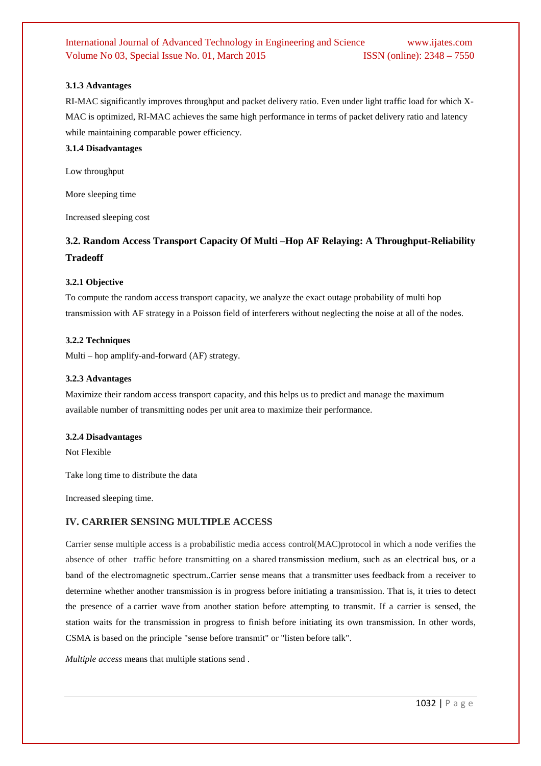#### 3.1.3 Advantages

RI-MAC significantly improves throughput and packet delivery ratio. Even under light traffic load for which X-MAC is optimized, RI-MAC achieves the same high performance in terms of packet delivery ratio and latency while maintaining comparable power efficiency.

#### 3.1.4 Disadvantages

Low throughput

More sleeping time

Increased sleeping cost

### 3.2. Random Access Transport Capacity Of Multi –Hop AF Relaying: A Throughput-Reliability Tradeoff

#### 3.2.1 Objective

To compute the random access transport capacity, we analyze the exact outage probability of multi hop transmission with AF strategy in a Poisson field of interferers without neglecting the noise at all of the nodes.

#### 3.2.2 Techniques

Multi – hop amplify-and-forward (AF) strategy.

#### 3.2.3 Advantages

Maximize their random access transport capacity, and this helps us to predict and manage the maximum available number of transmitting nodes per unit area to maximize their performance.

#### 3.2.4 Disadvantages

Not Flexible

Take long time to distribute the data

Increased sleeping time.

## IV. CARRIER SENSING MULTIPLE ACCESS

Carrier sense multiple access is a probabilistic media access control(MAC)protocol in which a node verifies the absence of other traffic before transmitting on a shared transmission medium, such as an electrical bus, or a band of the electromagnetic spectrum..Carrier sense means that a transmitter uses feedback from a receiver to determine whether another transmission is in progress before initiating a transmission. That is, it tries to detect the presence of a carrier wave from another station before attempting to transmit. If a carrier is sensed, the station waits for the transmission in progress to finish before initiating its own transmission. In other words, CSMA is based on the principle "sense before transmit" or "listen before talk".

*Multiple access* means that multiple stations send .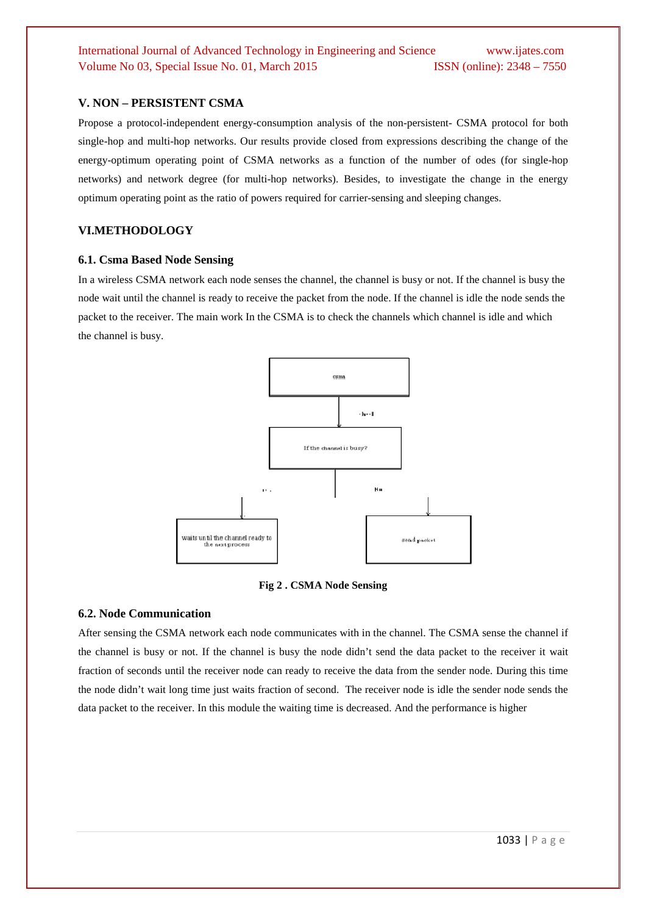## V. NON – PERSISTENT CSMA

Propose a protocol-independent energy-consumption analysis of the non-persistent- CSMA protocol for both single-hop and multi-hop networks. Our results provide closed from expressions describing the change of the energy-optimum operating point of CSMA networks as a function of the number of odes (for single-hop networks) and network degree (for multi-hop networks). Besides, to investigate the change in the energy optimum operating point as the ratio of powers required for carrier-sensing and sleeping changes.

## VI.METHODOLOGY

### 6.1. Csma Based Node Sensing

In a wireless CSMA network each node senses the channel, the channel is busy or not. If the channel is busy the node wait until the channel is ready to receive the packet from the node. If the channel is idle the node sends the packet to the receiver. The main work In the CSMA is to check the channels which channel is idle and which the channel is busy.

csma

check

If the channel is busy?

Yes

No

waits until the channel ready to the next process

send packet

**Fig 2 . CSMA Node Sensing**

### 6.2. Node Communication

After sensing the CSMA network each node communicates with in the channel. The CSMA sense the channel if the channel is busy or not. If the channel is busy the node didn't send the data packet to the receiver it wait fraction of seconds until the receiver node can ready to receive the data from the sender node. During this time the node didn't wait long time just waits fraction of second. The receiver node is idle the sender node sends the data packet to the receiver. In this module the waiting time is decreased. And the performance is higher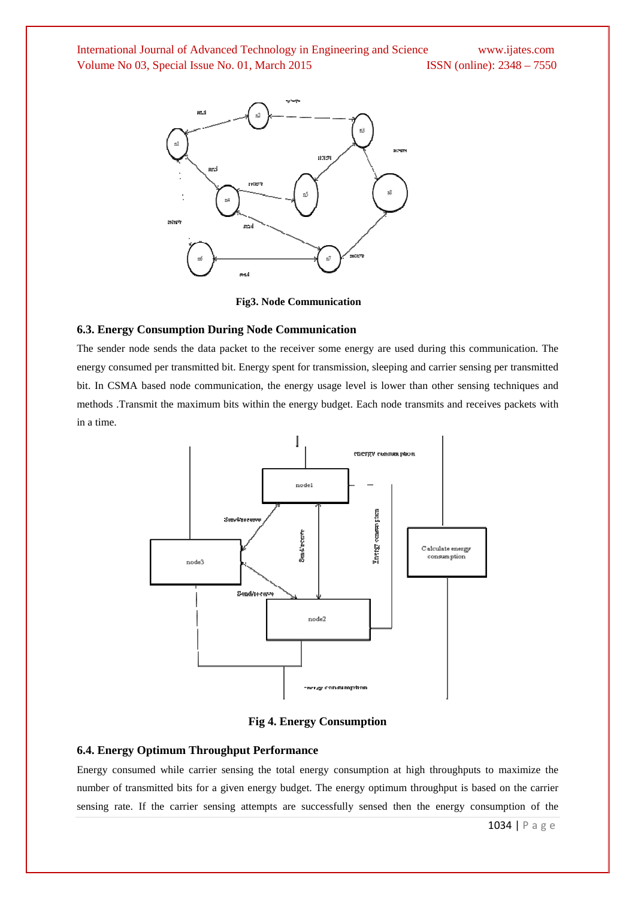Fig3. Node Communication

### 6.3. Energy Consumption During Node Communication

The sender node sends the data packet to the receiver some energy are used during this communication. The energy consumed per transmitted bit. Energy spent for transmission, sleeping and carrier sensing per transmitted bit. In CSMA based node communication, the energy usage level is lower than other sensing techniques and methods .Transmit the maximum bits within the energy budget. Each node transmits and receives packets with in a time.

Fig 4. Energy Consumption

### 6.4. Energy Optimum Throughput Performance

Energy consumed while carrier sensing the total energy consumption at high throughputs to maximize the number of transmitted bits for a given energy budget. The energy optimum throughput is based on the carrier sensing rate. If the carrier sensing attempts are successfully sensed then the energy consumption of the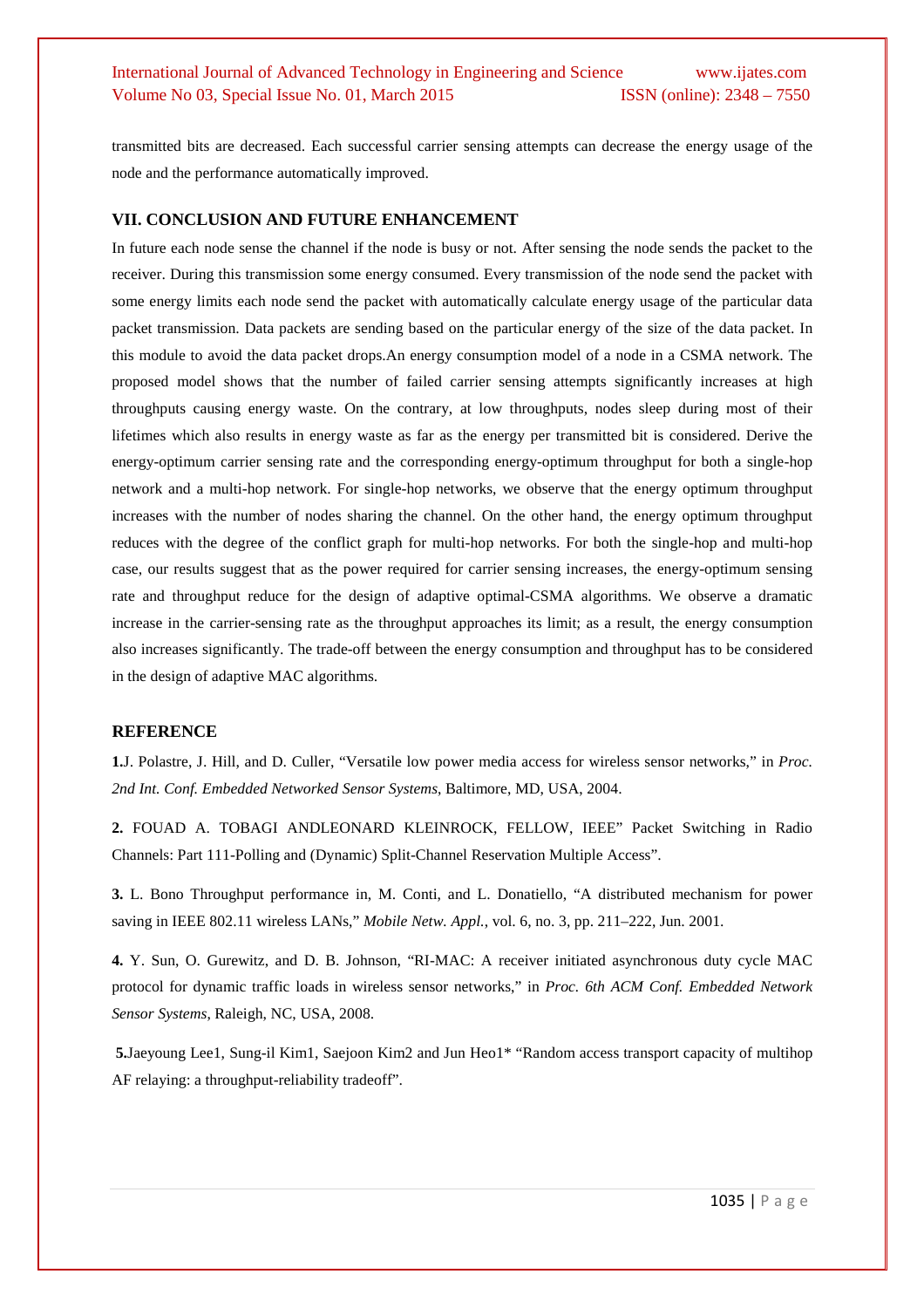transmitted bits are decreased. Each successful carrier sensing attempts can decrease the energy usage of the node and the performance automatically improved.

## VII. CONCLUSION AND FUTURE ENHANCEMENT

In future each node sense the channel if the node is busy or not. After sensing the node sends the packet to the receiver. During this transmission some energy consumed. Every transmission of the node send the packet with some energy limits each node send the packet with automatically calculate energy usage of the particular data packet transmission. Data packets are sending based on the particular energy of the size of the data packet. In this module to avoid the data packet drops.An energy consumption model of a node in a CSMA network. The proposed model shows that the number of failed carrier sensing attempts significantly increases at high throughputs causing energy waste. On the contrary, at low throughputs, nodes sleep during most of their lifetimes which also results in energy waste as far as the energy per transmitted bit is considered. Derive the energy-optimum carrier sensing rate and the corresponding energy-optimum throughput for both a single-hop network and a multi-hop network. For single-hop networks, we observe that the energy optimum throughput increases with the number of nodes sharing the channel. On the other hand, the energy optimum throughput reduces with the degree of the conflict graph for multi-hop networks. For both the single-hop and multi-hop case, our results suggest that as the power required for carrier sensing increases, the energy-optimum sensing rate and throughput reduce for the design of adaptive optimal-CSMA algorithms. We observe a dramatic increase in the carrier-sensing rate as the throughput approaches its limit; as a result, the energy consumption also increases significantly. The trade-off between the energy consumption and throughput has to be considered in the design of adaptive MAC algorithms.

## REFERENCE

**1.**J. Polastre, J. Hill, and D. Culler, "Versatile low power media access for wireless sensor networks," in *Proc. 2nd Int. Conf. Embedded Networked Sensor Systems*, Baltimore, MD, USA, 2004.

**2.** FOUAD A. TOBAGI ANDLEONARD KLEINROCK, FELLOW, IEEE" Packet Switching in Radio Channels: Part 111-Polling and (Dynamic) Split-Channel Reservation Multiple Access".

**3.** L. Bono Throughput performance in, M. Conti, and L. Donatiello, "A distributed mechanism for power saving in IEEE 802.11 wireless LANs," *Mobile Netw. Appl.*, vol. 6, no. 3, pp. 211–222, Jun. 2001.

**4.** Y. Sun, O. Gurewitz, and D. B. Johnson, "RI-MAC: A receiver initiated asynchronous duty cycle MAC protocol for dynamic traffic loads in wireless sensor networks," in *Proc. 6th ACM Conf. Embedded Network Sensor Systems*, Raleigh, NC, USA, 2008.

**5.**Jaeyoung Lee1, Sung-il Kim1, Saejoon Kim2 and Jun Heo1* "Random access transport capacity of multihop AF relaying: a throughput-reliability tradeoff".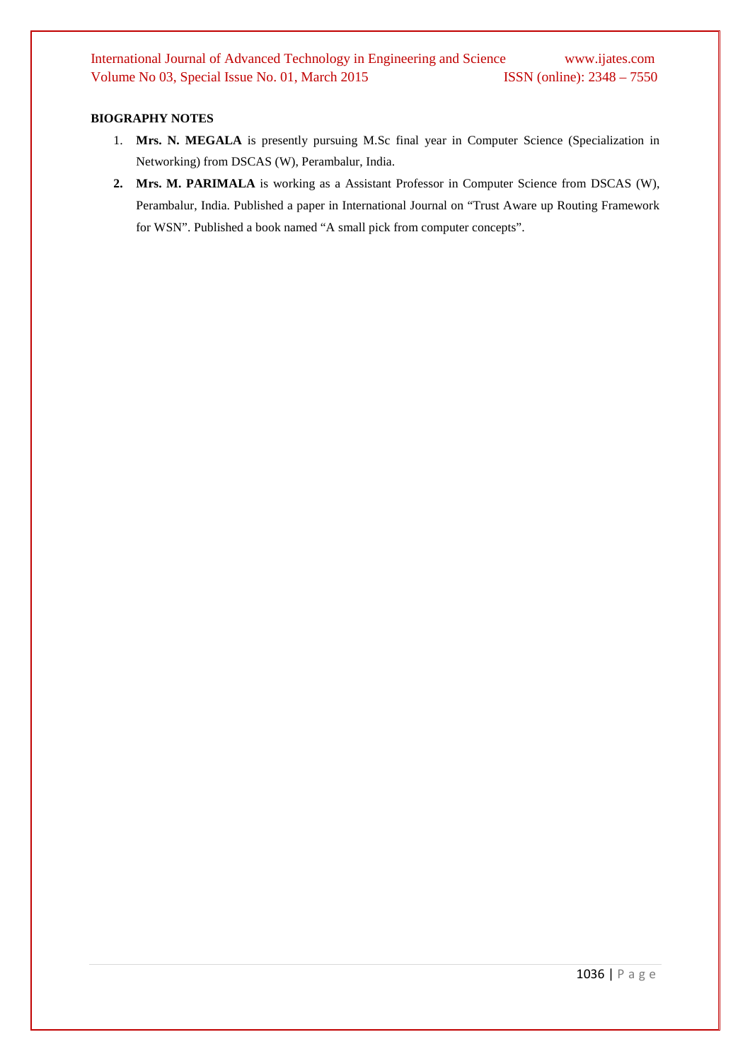**BIOGRAPHY NOTES**

1. **Mrs. N. MEGALA** is presently pursuing M.Sc final year in Computer Science (Specialization in Networking) from DSCAS (W), Perambalur, India.
2. **Mrs. M. PARIMALA** is working as a Assistant Professor in Computer Science from DSCAS (W), Perambalur, India. Published a paper in International Journal on "Trust Aware up Routing Framework for WSN". Published a book named "A small pick from computer concepts".